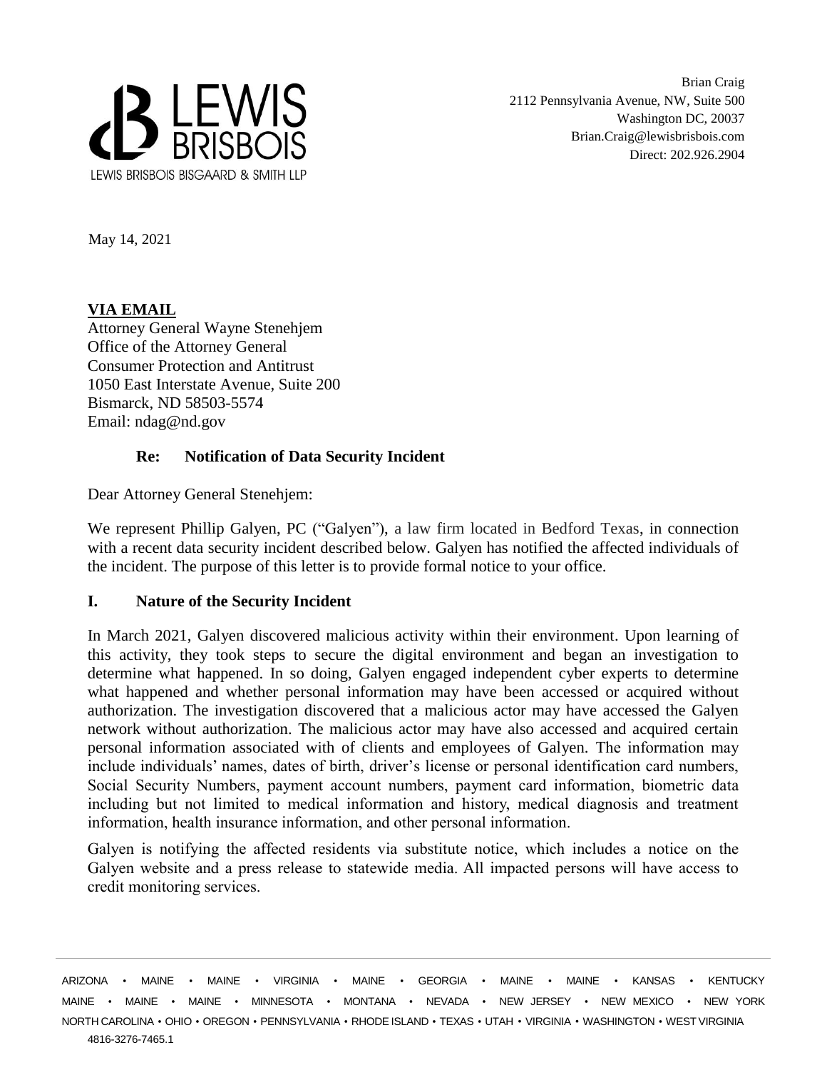LEWIS BRISBOIS

LEWIS BRISBOIS BISGAARD & SMITH LLP

Brian Craig
2112 Pennsylvania Avenue, NW, Suite 500
Washington DC, 20037
Brian.Craig@lewisbrisbois.com
Direct: 202.926.2904

May 14, 2021

**VIA EMAIL**
Attorney General Wayne Stenehjem
Office of the Attorney General
Consumer Protection and Antitrust
1050 East Interstate Avenue, Suite 200
Bismarck, ND 58503-5574
Email: ndag@nd.gov

**Re: Notification of Data Security Incident**

Dear Attorney General Stenehjem:

We represent Phillip Galyen, PC ("Galyen"), a law firm located in Bedford Texas, in connection with a recent data security incident described below. Galyen has notified the affected individuals of the incident. The purpose of this letter is to provide formal notice to your office.

## I. Nature of the Security Incident

In March 2021, Galyen discovered malicious activity within their environment. Upon learning of this activity, they took steps to secure the digital environment and began an investigation to determine what happened. In so doing, Galyen engaged independent cyber experts to determine what happened and whether personal information may have been accessed or acquired without authorization. The investigation discovered that a malicious actor may have accessed the Galyen network without authorization. The malicious actor may have also accessed and acquired certain personal information associated with of clients and employees of Galyen. The information may include individuals' names, dates of birth, driver's license or personal identification card numbers, Social Security Numbers, payment account numbers, payment card information, biometric data including but not limited to medical information and history, medical diagnosis and treatment information, health insurance information, and other personal information.

Galyen is notifying the affected residents via substitute notice, which includes a notice on the Galyen website and a press release to statewide media. All impacted persons will have access to credit monitoring services.

ARIZONA • MAINE • MAINE • VIRGINIA • MAINE • GEORGIA • MAINE • MAINE • KANSAS • KENTUCKY
MAINE • MAINE • MAINE • MINNESOTA • MONTANA • NEVADA • NEW JERSEY • NEW MEXICO • NEW YORK
NORTH CAROLINA • OHIO • OREGON • PENNSYLVANIA • RHODE ISLAND • TEXAS • UTAH • VIRGINIA • WASHINGTON • WEST VIRGINIA
4816-3276-7465.1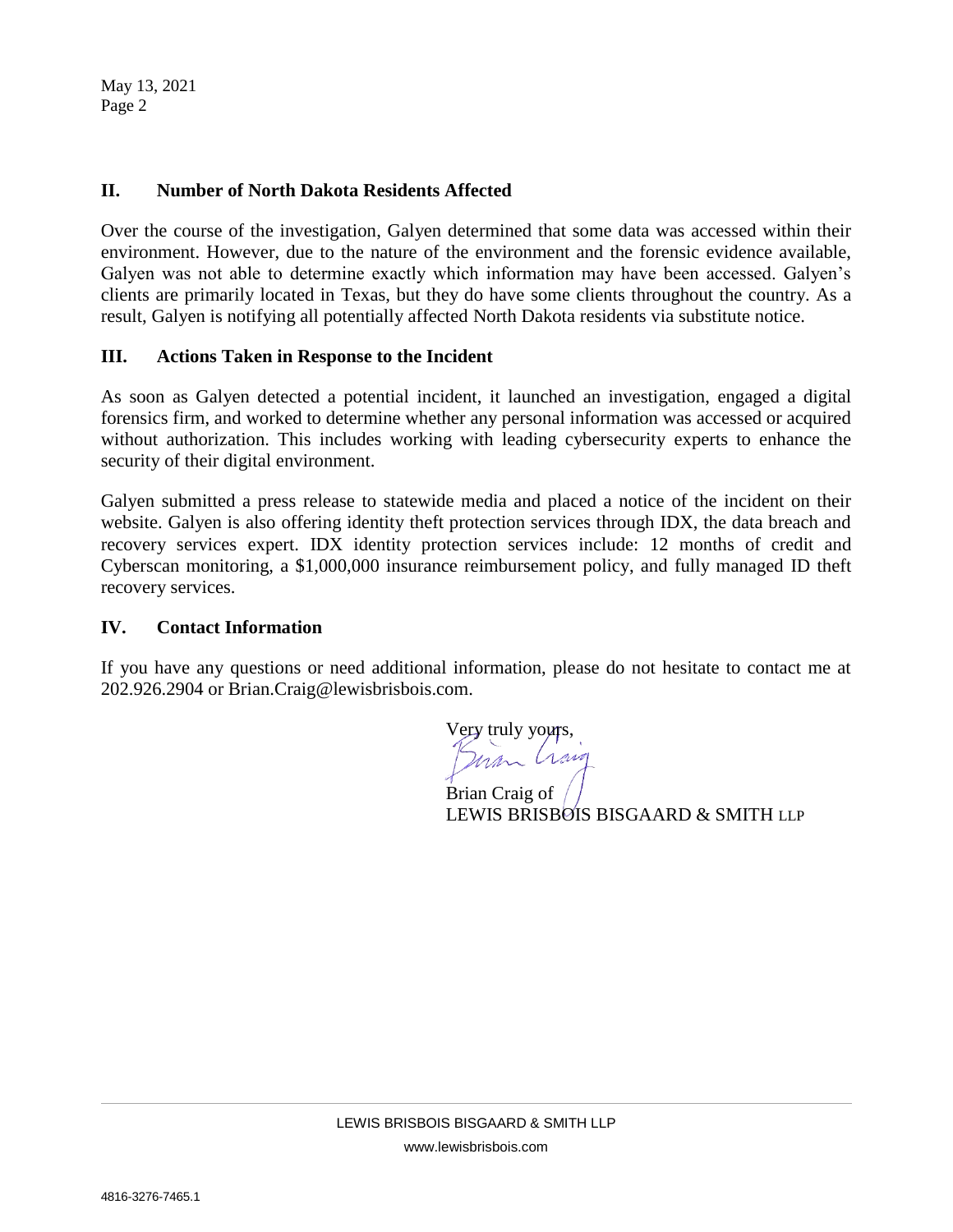## II. Number of North Dakota Residents Affected

Over the course of the investigation, Galyen determined that some data was accessed within their environment. However, due to the nature of the environment and the forensic evidence available, Galyen was not able to determine exactly which information may have been accessed. Galyen's clients are primarily located in Texas, but they do have some clients throughout the country. As a result, Galyen is notifying all potentially affected North Dakota residents via substitute notice.

## III. Actions Taken in Response to the Incident

As soon as Galyen detected a potential incident, it launched an investigation, engaged a digital forensics firm, and worked to determine whether any personal information was accessed or acquired without authorization. This includes working with leading cybersecurity experts to enhance the security of their digital environment.

Galyen submitted a press release to statewide media and placed a notice of the incident on their website. Galyen is also offering identity theft protection services through IDX, the data breach and recovery services expert. IDX identity protection services include: 12 months of credit and Cyberscan monitoring, a $1,000,000 insurance reimbursement policy, and fully managed ID theft recovery services.

## IV. Contact Information

If you have any questions or need additional information, please do not hesitate to contact me at 202.926.2904 or Brian.Craig@lewisbrisbois.com.

Very truly yours,

Brian Craig of
LEWIS BRISBOIS BISGAARD & SMITH LLP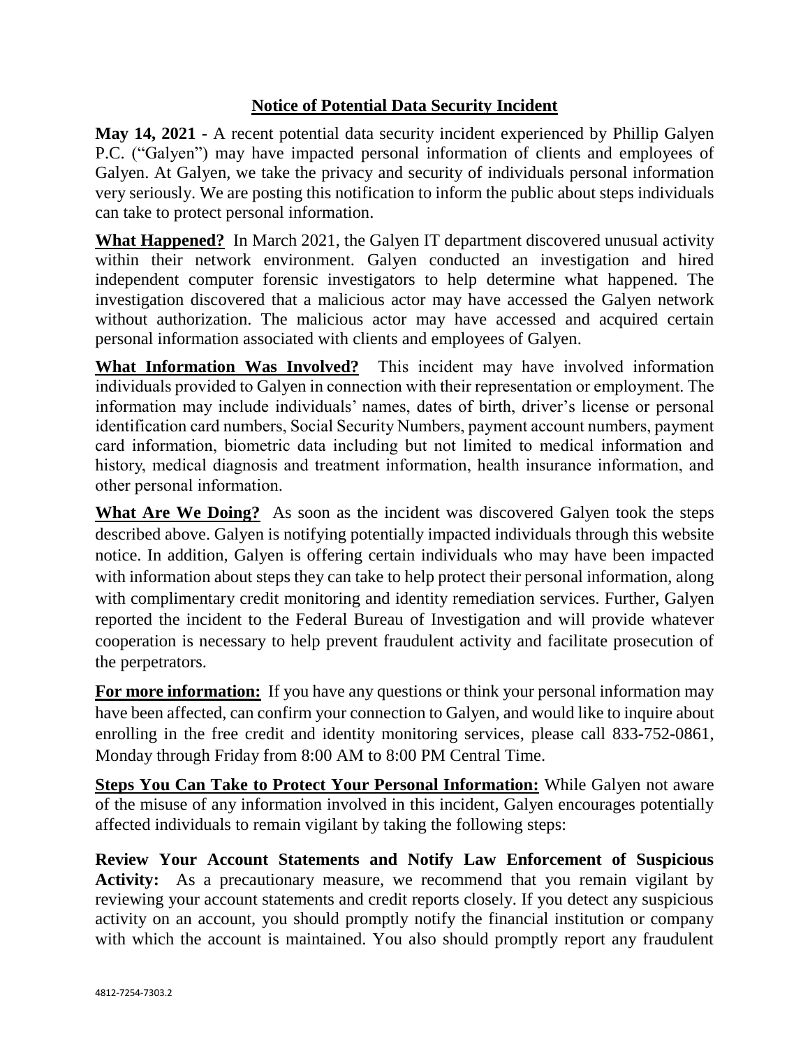## **Notice of Potential Data Security Incident**

**May 14, 2021 -** A recent potential data security incident experienced by Phillip Galyen P.C. ("Galyen") may have impacted personal information of clients and employees of Galyen. At Galyen, we take the privacy and security of individuals personal information very seriously. We are posting this notification to inform the public about steps individuals can take to protect personal information.

**What Happened?** In March 2021, the Galyen IT department discovered unusual activity within their network environment. Galyen conducted an investigation and hired independent computer forensic investigators to help determine what happened. The investigation discovered that a malicious actor may have accessed the Galyen network without authorization. The malicious actor may have accessed and acquired certain personal information associated with clients and employees of Galyen.

**What Information Was Involved?** This incident may have involved information individuals provided to Galyen in connection with their representation or employment. The information may include individuals' names, dates of birth, driver's license or personal identification card numbers, Social Security Numbers, payment account numbers, payment card information, biometric data including but not limited to medical information and history, medical diagnosis and treatment information, health insurance information, and other personal information.

**What Are We Doing?** As soon as the incident was discovered Galyen took the steps described above. Galyen is notifying potentially impacted individuals through this website notice. In addition, Galyen is offering certain individuals who may have been impacted with information about steps they can take to help protect their personal information, along with complimentary credit monitoring and identity remediation services. Further, Galyen reported the incident to the Federal Bureau of Investigation and will provide whatever cooperation is necessary to help prevent fraudulent activity and facilitate prosecution of the perpetrators.

**For more information:** If you have any questions or think your personal information may have been affected, can confirm your connection to Galyen, and would like to inquire about enrolling in the free credit and identity monitoring services, please call 833-752-0861, Monday through Friday from 8:00 AM to 8:00 PM Central Time.

**Steps You Can Take to Protect Your Personal Information:** While Galyen not aware of the misuse of any information involved in this incident, Galyen encourages potentially affected individuals to remain vigilant by taking the following steps:

**Review Your Account Statements and Notify Law Enforcement of Suspicious Activity:** As a precautionary measure, we recommend that you remain vigilant by reviewing your account statements and credit reports closely. If you detect any suspicious activity on an account, you should promptly notify the financial institution or company with which the account is maintained. You also should promptly report any fraudulent

4812-7254-7303.2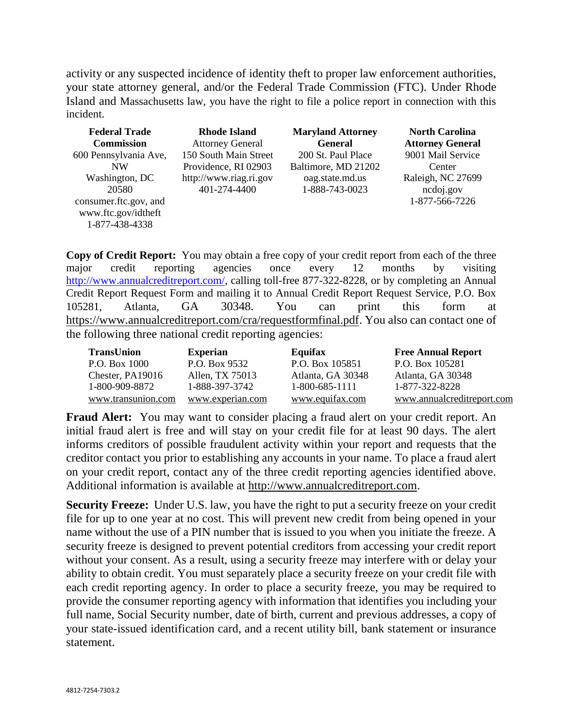activity or any suspected incidence of identity theft to proper law enforcement authorities, your state attorney general, and/or the Federal Trade Commission (FTC). Under Rhode Island and Massachusetts law, you have the right to file a police report in connection with this incident.

| **Federal Trade Commission** | **Rhode Island** Attorney General | **Maryland Attorney General** | **North Carolina Attorney General** |
|---|---|---|---|
| 600 Pennsylvania Ave, NW<br>Washington, DC 20580<br>consumer.ftc.gov, and www.ftc.gov/idtheft<br>1-877-438-4338 | 150 South Main Street<br>Providence, RI 02903<br>http://www.riag.ri.gov<br>401-274-4400 | 200 St. Paul Place<br>Baltimore, MD 21202<br>oag.state.md.us<br>1-888-743-0023 | 9001 Mail Service Center<br>Raleigh, NC 27699<br>ncdoj.gov<br>1-877-566-7226 |

**Copy of Credit Report:** You may obtain a free copy of your credit report from each of the three major credit reporting agencies once every 12 months by visiting http://www.annualcreditreport.com/, calling toll-free 877-322-8228, or by completing an Annual Credit Report Request Form and mailing it to Annual Credit Report Request Service, P.O. Box 105281, Atlanta, GA 30348. You can print this form at https://www.annualcreditreport.com/cra/requestformfinal.pdf. You also can contact one of the following three national credit reporting agencies:

| **TransUnion** | **Experian** | **Equifax** | **Free Annual Report** |
|---|---|---|---|
| P.O. Box 1000 | P.O. Box 9532 | P.O. Box 105851 | P.O. Box 105281 |
| Chester, PA19016 | Allen, TX 75013 | Atlanta, GA 30348 | Atlanta, GA 30348 |
| 1-800-909-8872 | 1-888-397-3742 | 1-800-685-1111 | 1-877-322-8228 |
| www.transunion.com | www.experian.com | www.equifax.com | www.annualcreditreport.com |

**Fraud Alert:** You may want to consider placing a fraud alert on your credit report. An initial fraud alert is free and will stay on your credit file for at least 90 days. The alert informs creditors of possible fraudulent activity within your report and requests that the creditor contact you prior to establishing any accounts in your name. To place a fraud alert on your credit report, contact any of the three credit reporting agencies identified above. Additional information is available at http://www.annualcreditreport.com.

**Security Freeze:** Under U.S. law, you have the right to put a security freeze on your credit file for up to one year at no cost. This will prevent new credit from being opened in your name without the use of a PIN number that is issued to you when you initiate the freeze. A security freeze is designed to prevent potential creditors from accessing your credit report without your consent. As a result, using a security freeze may interfere with or delay your ability to obtain credit. You must separately place a security freeze on your credit file with each credit reporting agency. In order to place a security freeze, you may be required to provide the consumer reporting agency with information that identifies you including your full name, Social Security number, date of birth, current and previous addresses, a copy of your state-issued identification card, and a recent utility bill, bank statement or insurance statement.

4812-7254-7303.2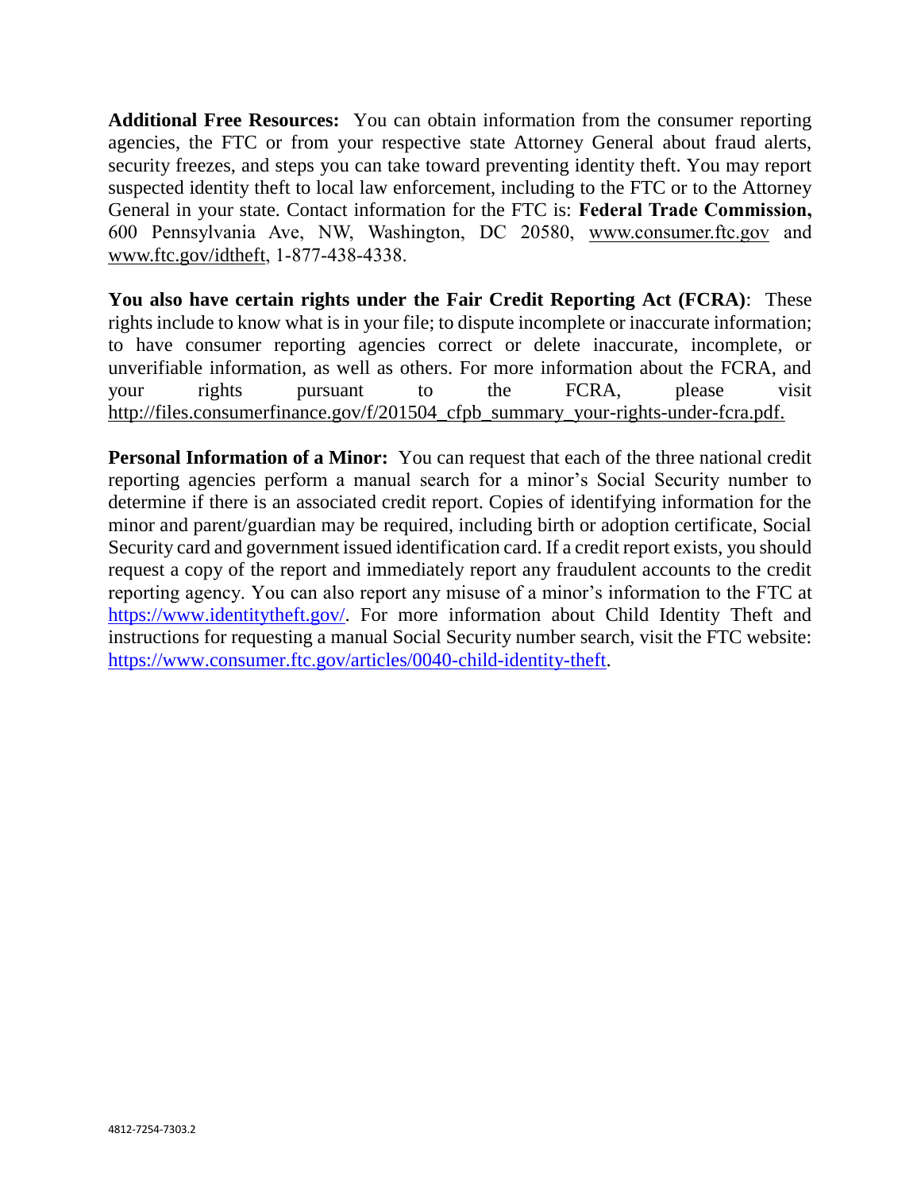**Additional Free Resources:** You can obtain information from the consumer reporting agencies, the FTC or from your respective state Attorney General about fraud alerts, security freezes, and steps you can take toward preventing identity theft. You may report suspected identity theft to local law enforcement, including to the FTC or to the Attorney General in your state. Contact information for the FTC is: **Federal Trade Commission,** 600 Pennsylvania Ave, NW, Washington, DC 20580, www.consumer.ftc.gov and www.ftc.gov/idtheft, 1-877-438-4338.

**You also have certain rights under the Fair Credit Reporting Act (FCRA)**: These rights include to know what is in your file; to dispute incomplete or inaccurate information; to have consumer reporting agencies correct or delete inaccurate, incomplete, or unverifiable information, as well as others. For more information about the FCRA, and your rights pursuant to the FCRA, please visit http://files.consumerfinance.gov/f/201504_cfpb_summary_your-rights-under-fcra.pdf.

**Personal Information of a Minor:** You can request that each of the three national credit reporting agencies perform a manual search for a minor's Social Security number to determine if there is an associated credit report. Copies of identifying information for the minor and parent/guardian may be required, including birth or adoption certificate, Social Security card and government issued identification card. If a credit report exists, you should request a copy of the report and immediately report any fraudulent accounts to the credit reporting agency. You can also report any misuse of a minor's information to the FTC at https://www.identitytheft.gov/. For more information about Child Identity Theft and instructions for requesting a manual Social Security number search, visit the FTC website: https://www.consumer.ftc.gov/articles/0040-child-identity-theft.

4812-7254-7303.2